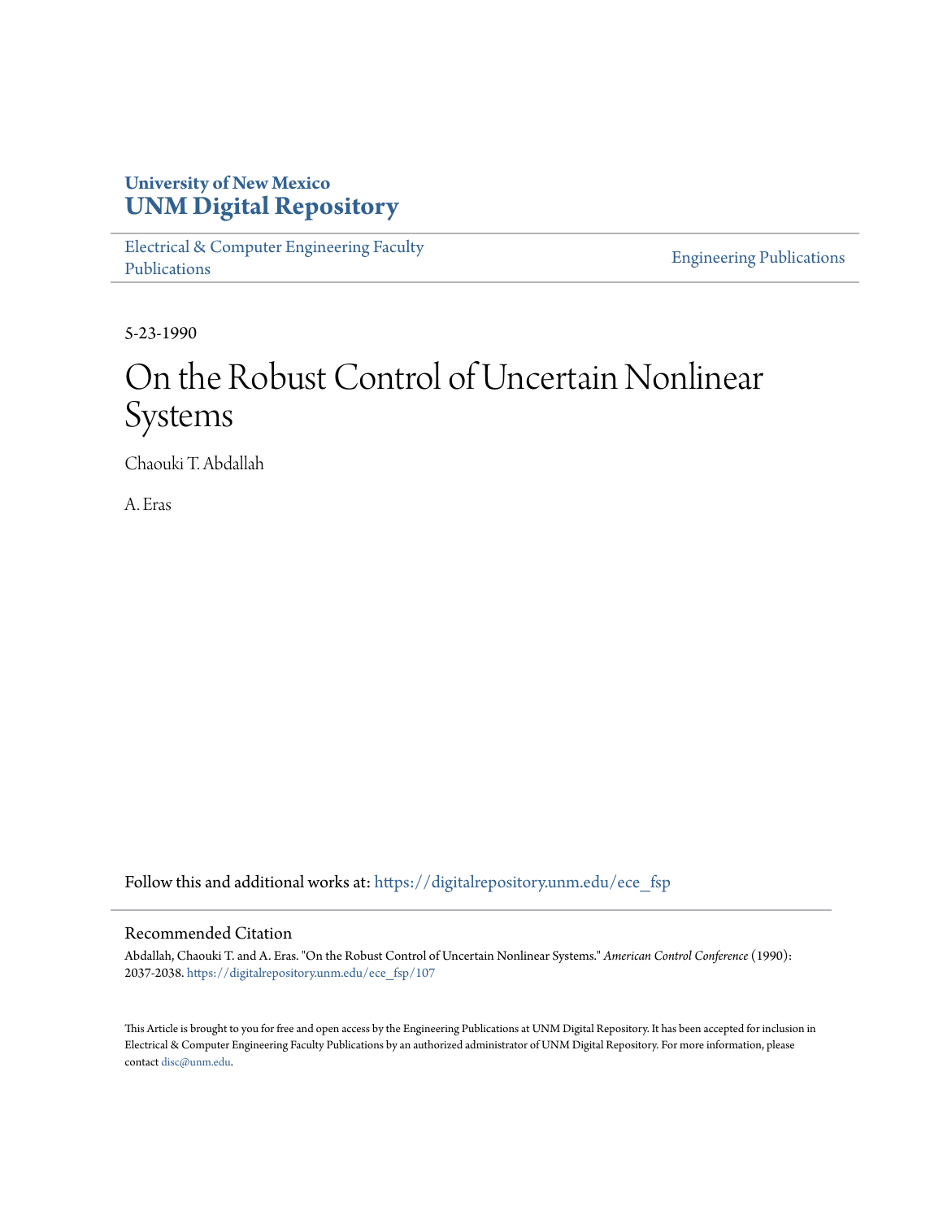University of New Mexico
**UNM Digital Repository**

Electrical & Computer Engineering Faculty Publications

Engineering Publications

5-23-1990

# On the Robust Control of Uncertain Nonlinear Systems

Chaouki T. Abdallah

A. Eras

Follow this and additional works at: https://digitalrepository.unm.edu/ece_fsp

## Recommended Citation

Abdallah, Chaouki T. and A. Eras. "On the Robust Control of Uncertain Nonlinear Systems." *American Control Conference* (1990): 2037-2038. https://digitalrepository.unm.edu/ece_fsp/107

This Article is brought to you for free and open access by the Engineering Publications at UNM Digital Repository. It has been accepted for inclusion in Electrical & Computer Engineering Faculty Publications by an authorized administrator of UNM Digital Repository. For more information, please contact disc@unm.edu.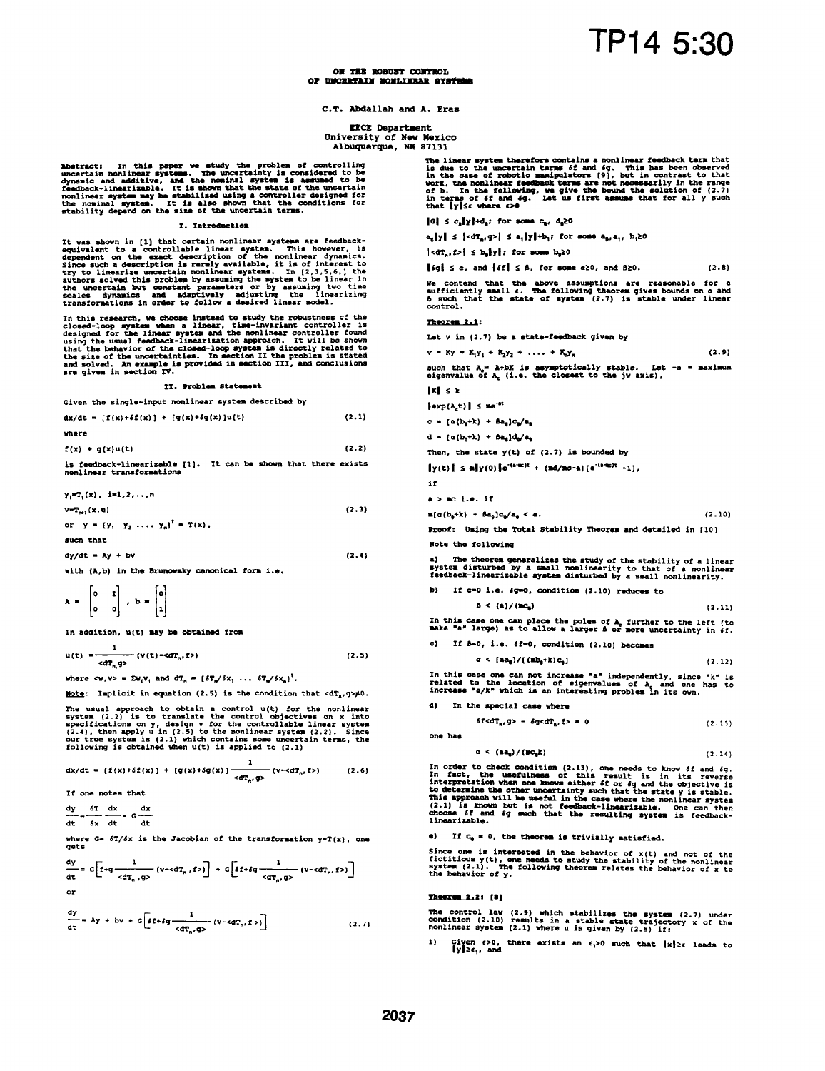# ON THE ROBUST CONTROL OF UNCERTAIN NONLINEAR SYSTEMS

C.T. Abdallah and A. Eras

EECE Department
University of New Mexico
Albuquerque, NM 87131

**Abstract:** In this paper we study the problem of controlling uncertain nonlinear systems. The uncertainty is considered to be dynamic and additive, and the nominal system is assumed to be feedback-linearizable. It is shown that the state of the uncertain nonlinear system may be stabilized using a controller designed for the nominal system. It is also shown that the conditions for stability depend on the size of the uncertain terms.

## I. Introduction

It was shown in [1] that certain nonlinear systems are feedback-equivalent to a controllable linear system. This however, is dependent on the exact description of the nonlinear dynamics. Since such a description is rarely available, it is of interest to try to linearize uncertain nonlinear systems. In [2,3,5,6,] the authors solved this problem by assuming the system to be linear in the uncertain but constant parameters or by assuming two time scales dynamics and adaptively adjusting the linearizing transformations in order to follow a desired linear model.

In this research, we choose instead to study the robustness of the closed-loop system when a linear, time-invariant controller is designed for the linear system and the nonlinear controller found using the usual feedback-linearization approach. It will be shown that the behavior of the closed-loop system is directly related to the size of the uncertainties. In section II the problem is stated and solved. An example is provided in section III, and conclusions are given in section IV.

## II. Problem Statement

Given the single-input nonlinear system described by

$$dx/dt = [f(x)+\delta f(x)] + [g(x)+\delta g(x)]u(t) \tag{2.1}$$

where

$$f(x) + g(x)u(t) \tag{2.2}$$

is feedback-linearizable [1]. It can be shown that there exists nonlinear transformations

$$y_i = T_i(x), \quad i=1,2,..,n$$

$$v = T_{n+1}(x,u) \tag{2.3}$$

$$\text{or} \quad y = [y_1 \ \ y_2 \ \ldots \ y_n]^T = T(x),$$

such that

$$dy/dt = Ay + bv \tag{2.4}$$

with (A,b) in the Brunowsky canonical form i.e.

$$A = \begin{bmatrix} 0 & I \\ 0 & 0 \end{bmatrix}, \quad b = \begin{bmatrix} 0 \\ 1 \end{bmatrix}$$

In addition, u(t) may be obtained from

$$u(t) = \frac{1}{<dT_n,g>}(v(t) - <dT_n,f>) \tag{2.5}$$

where $<w,v> = \Sigma w_i v_i$ and $dT_n = [\delta T_n/\delta x_1 \ \ldots \ \delta T_n/\delta x_n]^T$.

**Note:** Implicit in equation (2.5) is the condition that $<dT_n,g>\neq 0$.

The usual approach to obtain a control u(t) for the nonlinear system (2.2) is to translate the control objectives on x into specifications on y, design v for the controllable linear system (2.4), then apply u in (2.5) to the nonlinear system (2.2). Since our true system is (2.1) which contains some uncertain terms, the following is obtained when u(t) is applied to (2.1)

$$dx/dt = [f(x)+\delta f(x)] + [g(x)+\delta g(x)]\frac{1}{<dT_n,g>}(v - <dT_n,f>) \tag{2.6}$$

If one notes that

$$\frac{dy}{dt} = \frac{\delta T}{\delta x}\frac{dx}{dt} = G\frac{dx}{dt}$$

where $G = \delta T/\delta x$ is the Jacobian of the transformation $y=T(x)$, one gets

$$\frac{dy}{dt} = G\left[f + g\frac{1}{<dT_n,g>}(v - <dT_n,f>)\right] + G\left[\delta f + \delta g\frac{1}{<dT_n,g>}(v - <dT_n,f>)\right]$$

or

$$\frac{dy}{dt} = Ay + bv + G\left[\delta f + \delta g\frac{1}{<dT_n,g>}(v - <dT_n,f>)\right] \tag{2.7}$$

The linear system therefore contains a nonlinear feedback term that is due to the uncertain terms $\delta f$ and $\delta g$. This has been observed in the case of robotic manipulators [9], but in contrast to that work, the nonlinear feedback terms are not necessarily in the range of b. In the following, we give the bound the solution of (2.7) in terms of $\delta f$ and $\delta g$. Let us first assume that for all y such that $\|y\|\leq\epsilon$ where $\epsilon>0$

$$\|G\| \leq c_0\|y\|+d_0; \text{ for some } c_0, \ d_0\geq 0$$

$$a_0\|y\| \leq |<dT_n,g>| \leq a_1\|y\|+b_1; \text{ for some } a_0, a_1, \ b_1\geq 0$$

$$|<dT_n,f>| \leq b_0\|y\|; \text{ for some } b_0\geq 0$$

$$\|\delta g\| \leq \alpha, \text{ and } \|\delta f\| \leq \beta, \text{ for some } \alpha\geq 0, \text{ and } \beta\geq 0. \tag{2.8}$$

We contend that the above assumptions are reasonable for a sufficiently small $\epsilon$. The following theorem gives bounds on $\alpha$ and $\beta$ such that the state of system (2.7) is stable under linear control.

**Theorem 2.1:**

Let v in (2.7) be a state-feedback given by

$$v = Ky = K_1y_1 + K_2y_2 + \ldots + K_ny_n \tag{2.9}$$

such that $A_c = A+bK$ is asymptotically stable. Let $-a$ = maximum eigenvalue of $A_c$ (i.e. the closest to the $j\omega$ axis),

$$\|K\| \leq k$$

$$\|\exp(A_ct)\| \leq me^{-at}$$

$$c = [\alpha(b_0+k) + \beta a_0]c_0/a_0$$

$$d = [\alpha(b_0+k) + \beta a_0]d_0/a_0$$

Then, the state y(t) of (2.7) is bounded by

$$\|y(t)\| \leq m\|y(0)\|e^{-(a-mc)t} + (md/mc-a)[e^{-(a-mc)t} - 1],$$

if

$a > mc$ i.e. if

$$m[\alpha(b_0+k) + \beta a_0]c_0/a_0 < a. \tag{2.10}$$

**Proof:** Using the Total Stability Theorem and detailed in [10]

Note the following

a) The theorem generalizes the study of the stability of a linear system disturbed by a small nonlinearity to that of a nonlinear feedback-linearizable system disturbed by a small nonlinearity.

b) If $\alpha=0$ i.e. $\delta g=0$, condition (2.10) reduces to

$$\beta < (a)/(mc_0) \tag{2.11}$$

In this case one can place the poles of $A_c$ further to the left (to make "a" large) as to allow a larger $\beta$ or more uncertainty in $\delta f$.

c) If $\beta=0$, i.e. $\delta f=0$, condition (2.10) becomes

$$\alpha < [aa_0]/[(mb_0+k)c_0] \tag{2.12}$$

In this case one can not increase "a" independently, since "k" is related to the location of eigenvalues of $A_c$ and one has to increase "a/k" which is an interesting problem in its own.

d) In the special case where

$$\delta f<dT_n,g> - \delta g<dT_n,f> = 0 \tag{2.13}$$

one has

$$\alpha < (aa_0)/(mc_0k) \tag{2.14}$$

In order to check condition (2.13), one needs to know $\delta f$ and $\delta g$. In fact, the usefulness of this result is in its reverse interpretation when one knows either $\delta f$ or $\delta g$ and the objective is to determine the other uncertainty such that the state y is stable. This approach will be useful in the case where the nonlinear system (2.1) is known but is not feedback-linearizable. One can then choose $\delta f$ and $\delta g$ such that the resulting system is feedback-linearizable.

e) If $c_0 = 0$, the theorem is trivially satisfied.

Since one is interested in the behavior of x(t) and not of the fictitious y(t), one needs to study the stability of the nonlinear system (2.1). The following theorem relates the behavior of x to the behavior of y.

**Theorem 2.2: [8]**

The control law (2.9) which stabilizes the system (2.7) under condition (2.10) results in a stable state trajectory x of the nonlinear system (2.1) where u is given by (2.5) if:

1) Given $\epsilon>0$, there exists an $\epsilon_1>0$ such that $\|x\|\geq\epsilon$ leads to $\|y\|\geq\epsilon_1$, and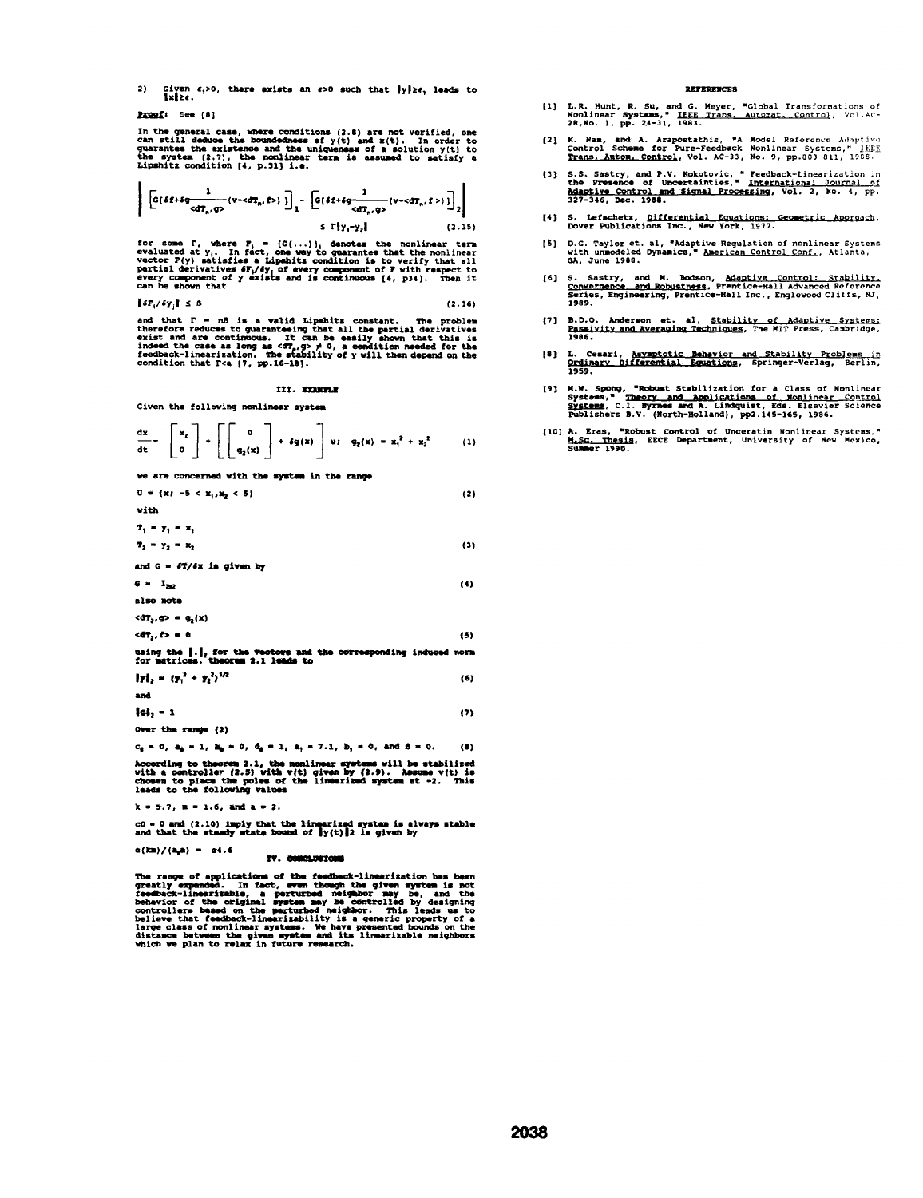2) Given $\epsilon_1>0$, there exists an $\epsilon>0$ such that $\|y\|\geq\epsilon_1$ leads to $\|x\|\geq\epsilon$.

**Proof:** See [8]

In the general case, where conditions (2.8) are not verified, one can still deduce the boundedness of y(t) and x(t). In order to guarantee the existence and the uniqueness of a solution y(t) to the system (2.7), the nonlinear term is assumed to satisfy a Lipshitz condition [4, p.31] i.e.

$$\left| \left[G(\delta f+\delta g\frac{1}{\langle dT_n,g\rangle}(v-\langle dT_n,f\rangle)\right]_1 - \left[G(\delta f+\delta g\frac{1}{\langle dT_n,g\rangle}(v-\langle dT_n,f\rangle)\right]_2 \right| \leq \Gamma\|y_1-y_2\| \tag{2.15}$$

for some $\Gamma$, where $F_i = [G(\ldots)]_i$ denotes the nonlinear term evaluated at $y_i$. In fact, one way to guarantee that the nonlinear vector F(y) satisfies a Lipshitz condition is to verify that all partial derivatives $\delta F_i/\delta y_j$ of every component of F with respect to every component of y exists and is continuous [4, p34]. Then it can be shown that

$$\|\delta F_i/\delta y_j\| \leq \beta \tag{2.16}$$

and that $\Gamma = n\beta$ is a valid Lipshitz constant. The problem therefore reduces to guaranteeing that all the partial derivatives exist and are continuous. It can be easily shown that this is indeed the case as long as $\langle dT_n,g\rangle \neq 0$, a condition needed for the feedback-linearization. The stability of y will then depend on the condition that $\Gamma<a$ [7, pp.16-18].

## III. EXAMPLE

Given the following nonlinear system

$$\frac{dx}{dt} = \begin{bmatrix} x_2 \\ 0 \end{bmatrix} + \left[\begin{bmatrix} 0 \\ g_2(x) \end{bmatrix} + \delta g(x)\right] u; \quad g_2(x) = x_1^2 + x_2^2 \tag{1}$$

we are concerned with the system in the range

$$U = \{x; -5 < x_1, x_2 < 5\} \tag{2}$$

with

$$T_1 = y_1 = x_1$$

$$T_2 = y_2 = x_2 \tag{3}$$

and $G = \delta T/\delta x$ is given by

$$G = I_{2\times 2} \tag{4}$$

also note

$$\langle dT_2,g\rangle = g_2(x)$$

$$\langle dT_2,f\rangle = 0 \tag{5}$$

using the $\|.\|_2$ for the vectors and the corresponding induced norm for matrices, theorem 2.1 leads to

$$\|y\|_2 = (y_1^2 + y_2^2)^{1/2} \tag{6}$$

and

$$\|G\|_2 = 1 \tag{7}$$

Over the range (2)

$$c_0 = 0,\ a_0 = 1,\ b_0 = 0,\ d_0 = 1,\ a_1 = 7.1,\ b_1 = 0, \text{ and } \beta = 0. \tag{8}$$

According to theorem 2.1, the nonlinear systems will be stabilized with a controller (2.5) with v(t) given by (2.9). Assume v(t) is chosen to place the poles of the linearized system at -2. This leads to the following values

$k = 5.7$, $m = 1.6$, and $a = 2$.

c0 = 0 and (2.10) imply that the linearized system is always stable and that the steady state bound of $\|y(t)\|2$ is given by

$$\alpha(km)/(a_0 a) = \alpha 4.6$$

## IV. CONCLUSIONS

The range of applications of the feedback-linearization has been greatly expanded. In fact, even though the given system is not feedback-linearizable, a perturbed neighbor may be, and the behavior of the original system may be controlled by designing controllers based on the perturbed neighbor. This leads us to believe that feedback-linearizability is a generic property of a large class of nonlinear systems. We have presented bounds on the distance between the given system and its linearizable neighbors which we plan to relax in future research.

## REFERENCES

[1] L.R. Hunt, R. Su, and G. Meyer, "Global Transformations of Nonlinear Systems," IEEE Trans. Automat. Control, Vol.AC-28,No. 1, pp. 24-31, 1983.

[2] K. Nam, and A. Arapostathis, "A Model Reference Adaptive Control Scheme for Pure-Feedback Nonlinear Systems," IEEE Trans. Autom. Control, Vol. AC-33, No. 9, pp.803-811, 1988.

[3] S.S. Sastry, and P.V. Kokotovic, " Feedback-Linearization in the Presence of Uncertainties," International Journal of Adaptive Control and Signal Processing, Vol. 2, No. 4, pp. 327-346, Dec. 1988.

[4] S. Lefschetz, Differential Equations: Geometric Approach, Dover Publications Inc., New York, 1977.

[5] D.G. Taylor et. al, "Adaptive Regulation of nonlinear Systems with unmodeled Dynamics," American Control Conf., Atlanta, GA, June 1988.

[6] S. Sastry, and M. Bodson, Adaptive Control: Stability, Convergence, and Robustness, Prentice-Hall Advanced Reference Series, Engineering, Prentice-Hall Inc., Englewood Cliffs, NJ, 1989.

[7] B.D.O. Anderson et. al, Stability of Adaptive Systems: Passivity and Averaging Techniques, The MIT Press, Cambridge, 1986.

[8] L. Cesari, Asymptotic Behavior and Stability Problems in Ordinary Differential Equations, Springer-Verlag, Berlin, 1959.

[9] M.W. Spong, "Robust Stabilization for a Class of Nonlinear Systems," Theory and Applications of Nonlinear Control Systems, C.I. Byrnes and A. Lindquist, Eds. Elsevier Science Publishers B.V. (North-Holland), pp2.145-165, 1986.

[10] A. Eras, "Robust Control of Unceratin Nonlinear Systems," M.Sc. Thesis, EECE Department, University of New Mexico, Summer 1990.